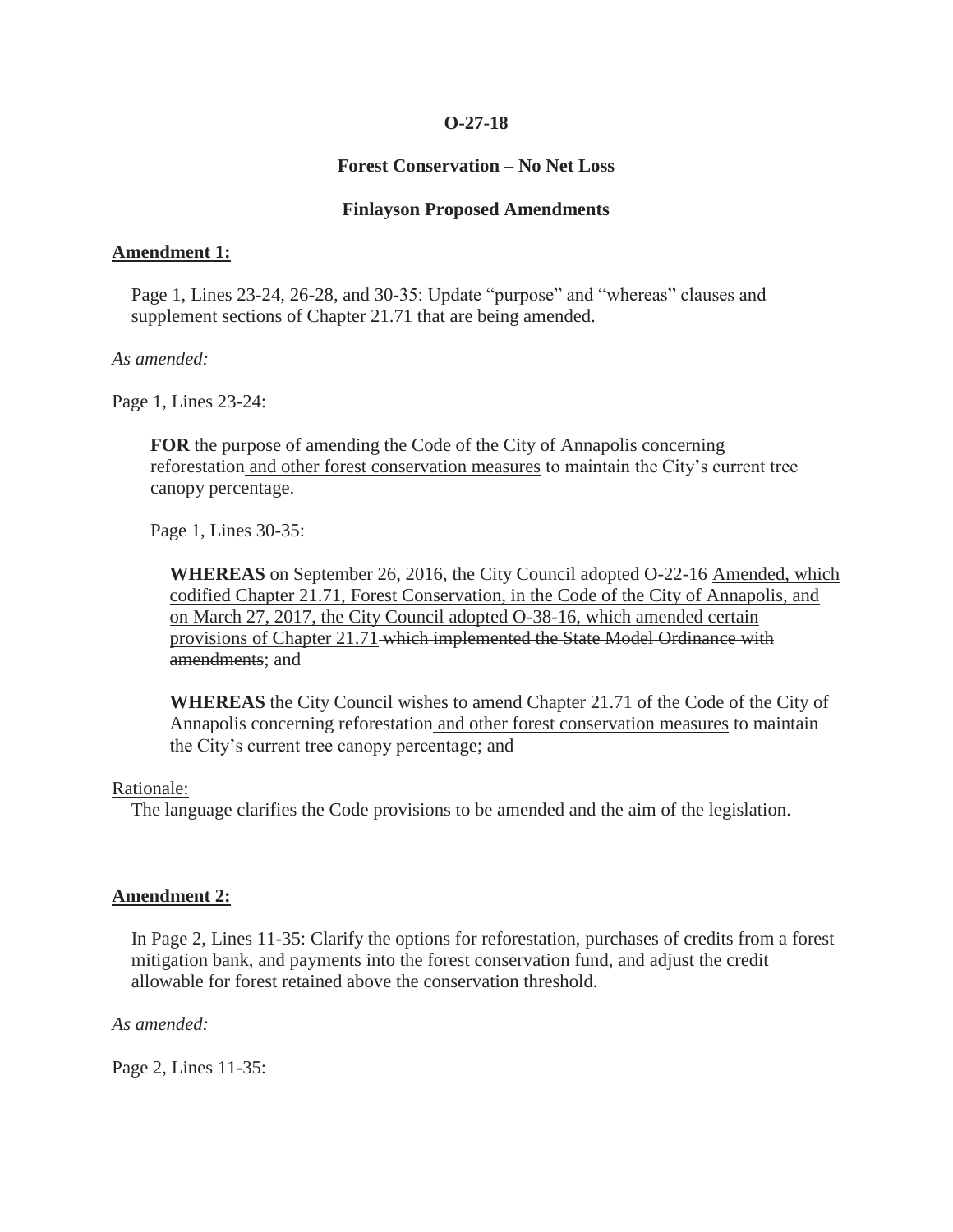**O-27-18**

**Forest Conservation – No Net Loss**

**Finlayson Proposed Amendments**

**<u>Amendment 1:</u>**

Page 1, Lines 23-24, 26-28, and 30-35: Update "purpose" and "whereas" clauses and supplement sections of Chapter 21.71 that are being amended.

*As amended:*

Page 1, Lines 23-24:

> **FOR** the purpose of amending the Code of the City of Annapolis concerning reforestation<u> and other forest conservation measures</u> to maintain the City's current tree canopy percentage.

Page 1, Lines 30-35:

> **WHEREAS** on September 26, 2016, the City Council adopted O-22-16 <u>Amended, which codified Chapter 21.71, Forest Conservation, in the Code of the City of Annapolis, and on March 27, 2017, the City Council adopted O-38-16, which amended certain provisions of Chapter 21.71</u> ~~which implemented the State Model Ordinance with amendments~~; and
>
> **WHEREAS** the City Council wishes to amend Chapter 21.71 of the Code of the City of Annapolis concerning reforestation<u> and other forest conservation measures</u> to maintain the City's current tree canopy percentage; and

<u>Rationale:</u>

The language clarifies the Code provisions to be amended and the aim of the legislation.

**<u>Amendment 2:</u>**

In Page 2, Lines 11-35: Clarify the options for reforestation, purchases of credits from a forest mitigation bank, and payments into the forest conservation fund, and adjust the credit allowable for forest retained above the conservation threshold.

*As amended:*

Page 2, Lines 11-35: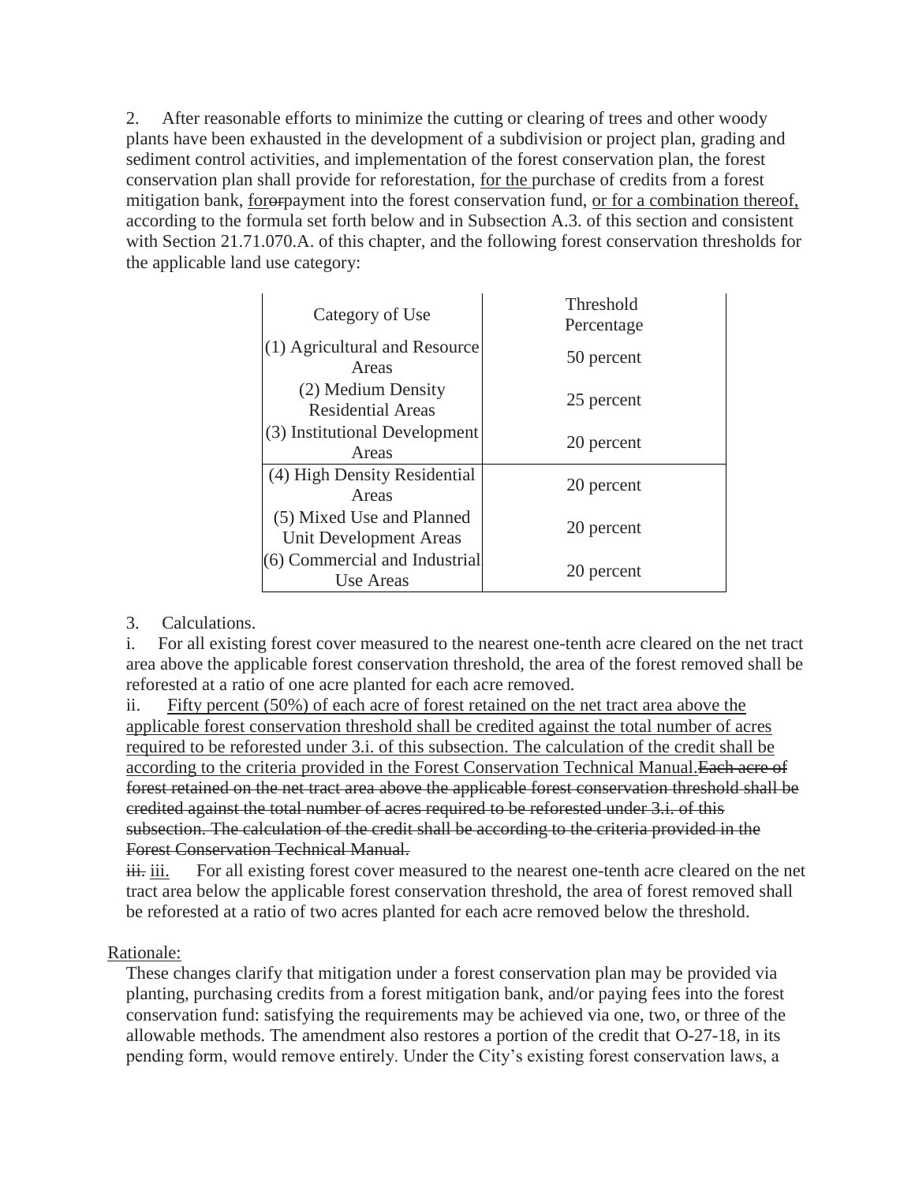2. After reasonable efforts to minimize the cutting or clearing of trees and other woody plants have been exhausted in the development of a subdivision or project plan, grading and sediment control activities, and implementation of the forest conservation plan, the forest conservation plan shall provide for reforestation, <u>for the</u> purchase of credits from a forest mitigation bank, <u>for</u>~~or~~payment into the forest conservation fund, <u>or for a combination thereof,</u> according to the formula set forth below and in Subsection A.3. of this section and consistent with Section 21.71.070.A. of this chapter, and the following forest conservation thresholds for the applicable land use category:

| Category of Use | Threshold Percentage |
|---|---|
| (1) Agricultural and Resource Areas | 50 percent |
| (2) Medium Density Residential Areas | 25 percent |
| (3) Institutional Development Areas | 20 percent |
| (4) High Density Residential Areas | 20 percent |
| (5) Mixed Use and Planned Unit Development Areas | 20 percent |
| (6) Commercial and Industrial Use Areas | 20 percent |

3. Calculations.

i. For all existing forest cover measured to the nearest one-tenth acre cleared on the net tract area above the applicable forest conservation threshold, the area of the forest removed shall be reforested at a ratio of one acre planted for each acre removed.

ii. <u>Fifty percent (50%) of each acre of forest retained on the net tract area above the applicable forest conservation threshold shall be credited against the total number of acres required to be reforested under 3.i. of this subsection. The calculation of the credit shall be according to the criteria provided in the Forest Conservation Technical Manual.</u>~~Each acre of forest retained on the net tract area above the applicable forest conservation threshold shall be credited against the total number of acres required to be reforested under 3.i. of this subsection. The calculation of the credit shall be according to the criteria provided in the Forest Conservation Technical Manual.~~

~~iii.~~ <u>iii.</u> For all existing forest cover measured to the nearest one-tenth acre cleared on the net tract area below the applicable forest conservation threshold, the area of forest removed shall be reforested at a ratio of two acres planted for each acre removed below the threshold.

<u>Rationale:</u>

These changes clarify that mitigation under a forest conservation plan may be provided via planting, purchasing credits from a forest mitigation bank, and/or paying fees into the forest conservation fund: satisfying the requirements may be achieved via one, two, or three of the allowable methods. The amendment also restores a portion of the credit that O-27-18, in its pending form, would remove entirely. Under the City's existing forest conservation laws, a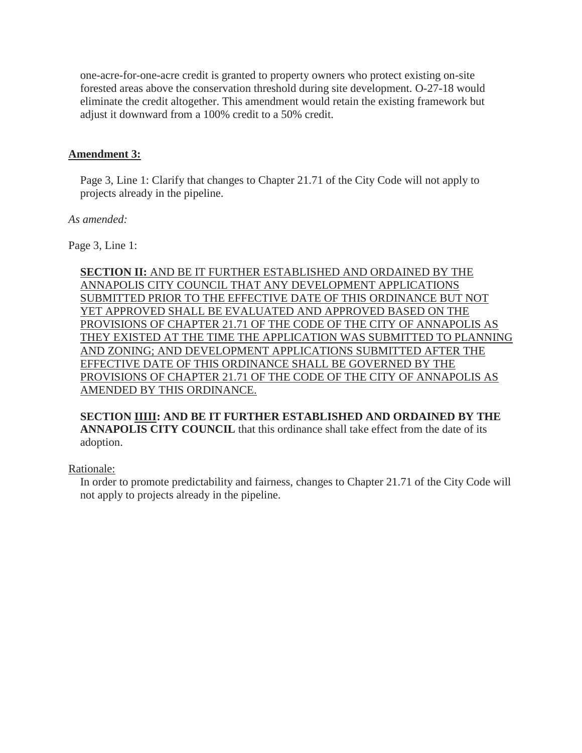one-acre-for-one-acre credit is granted to property owners who protect existing on-site forested areas above the conservation threshold during site development. O-27-18 would eliminate the credit altogether. This amendment would retain the existing framework but adjust it downward from a 100% credit to a 50% credit.

**Amendment 3:**

Page 3, Line 1: Clarify that changes to Chapter 21.71 of the City Code will not apply to projects already in the pipeline.

*As amended:*

Page 3, Line 1:

**SECTION II:** AND BE IT FURTHER ESTABLISHED AND ORDAINED BY THE ANNAPOLIS CITY COUNCIL THAT ANY DEVELOPMENT APPLICATIONS SUBMITTED PRIOR TO THE EFFECTIVE DATE OF THIS ORDINANCE BUT NOT YET APPROVED SHALL BE EVALUATED AND APPROVED BASED ON THE PROVISIONS OF CHAPTER 21.71 OF THE CODE OF THE CITY OF ANNAPOLIS AS THEY EXISTED AT THE TIME THE APPLICATION WAS SUBMITTED TO PLANNING AND ZONING; AND DEVELOPMENT APPLICATIONS SUBMITTED AFTER THE EFFECTIVE DATE OF THIS ORDINANCE SHALL BE GOVERNED BY THE PROVISIONS OF CHAPTER 21.71 OF THE CODE OF THE CITY OF ANNAPOLIS AS AMENDED BY THIS ORDINANCE.

**SECTION ~~II~~III: AND BE IT FURTHER ESTABLISHED AND ORDAINED BY THE ANNAPOLIS CITY COUNCIL** that this ordinance shall take effect from the date of its adoption.

Rationale:

In order to promote predictability and fairness, changes to Chapter 21.71 of the City Code will not apply to projects already in the pipeline.